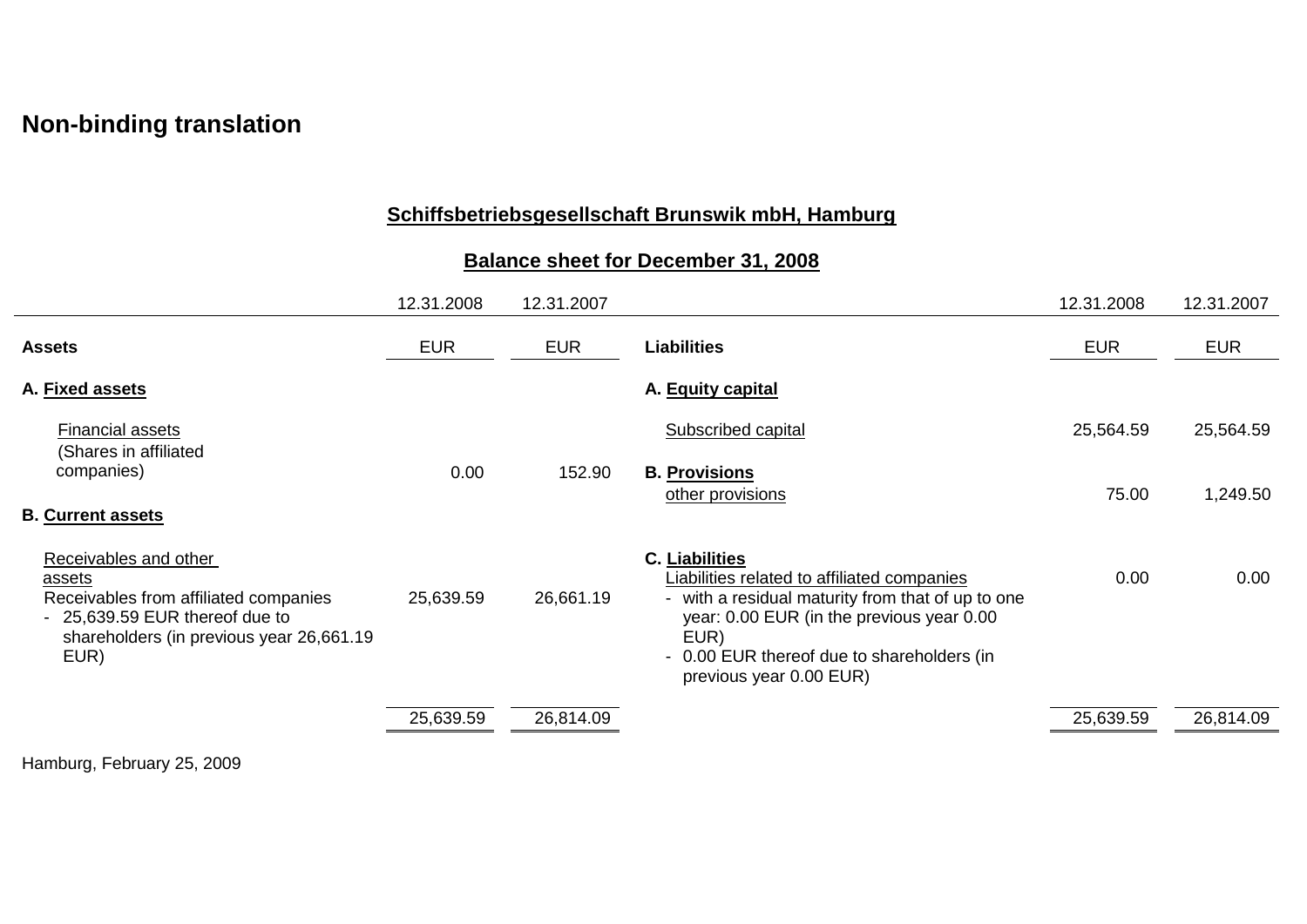## Non-binding translation

### Schiffsbetriebsgesellschaft Brunswik mbH, Hamburg

### Balance sheet for December 31, 2008

| | 12.31.2008 | 12.31.2007 | | 12.31.2008 | 12.31.2007 |
|---|---|---|---|---|---|
| **Assets** | EUR | EUR | **Liabilities** | EUR | EUR |
| **A. Fixed assets** | | | **A. Equity capital** | | |
| Financial assets (Shares in affiliated companies) | 0.00 | 152.90 | Subscribed capital | 25,564.59 | 25,564.59 |
| | | | **B. Provisions** other provisions | 75.00 | 1,249.50 |
| **B. Current assets** | | | | | |
| Receivables and other assets<br>Receivables from affiliated companies<br>- 25,639.59 EUR thereof due to shareholders (in previous year 26,661.19 EUR) | 25,639.59 | 26,661.19 | **C. Liabilities**<br>Liabilities related to affiliated companies<br>- with a residual maturity from that of up to one year: 0.00 EUR (in the previous year 0.00 EUR)<br>- 0.00 EUR thereof due to shareholders (in previous year 0.00 EUR) | 0.00 | 0.00 |
| | 25,639.59 | 26,814.09 | | 25,639.59 | 26,814.09 |

Hamburg, February 25, 2009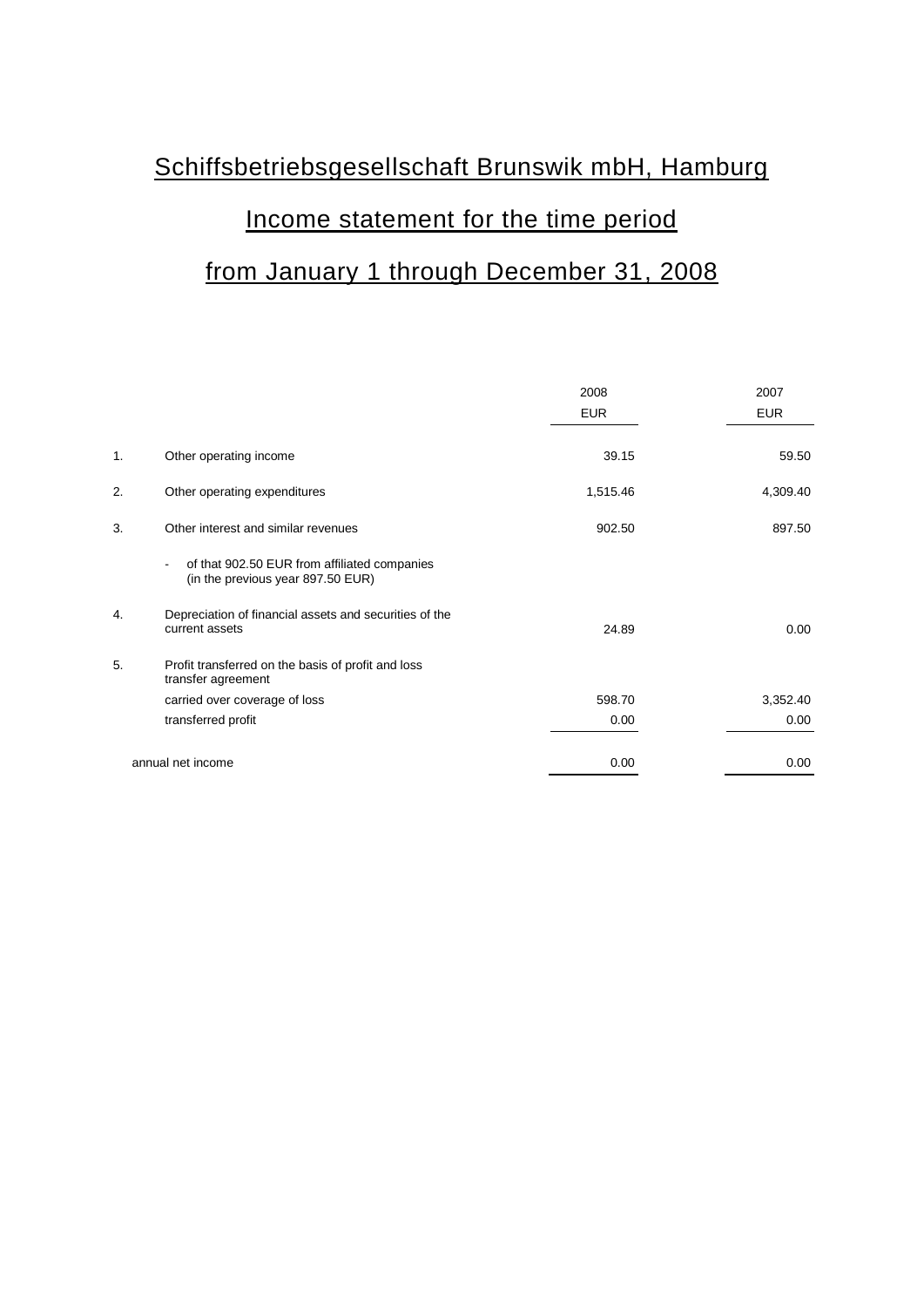# Schiffsbetriebsgesellschaft Brunswik mbH, Hamburg

## Income statement for the time period

## from January 1 through December 31, 2008

| | | 2008 | 2007 |
|---|---|---|---|
| | | EUR | EUR |
| 1. | Other operating income | 39.15 | 59.50 |
| 2. | Other operating expenditures | 1,515.46 | 4,309.40 |
| 3. | Other interest and similar revenues | 902.50 | 897.50 |
| | - of that 902.50 EUR from affiliated companies (in the previous year 897.50 EUR) | | |
| 4. | Depreciation of financial assets and securities of the current assets | 24.89 | 0.00 |
| 5. | Profit transferred on the basis of profit and loss transfer agreement | | |
| | carried over coverage of loss | 598.70 | 3,352.40 |
| | transferred profit | 0.00 | 0.00 |
| | annual net income | 0.00 | 0.00 |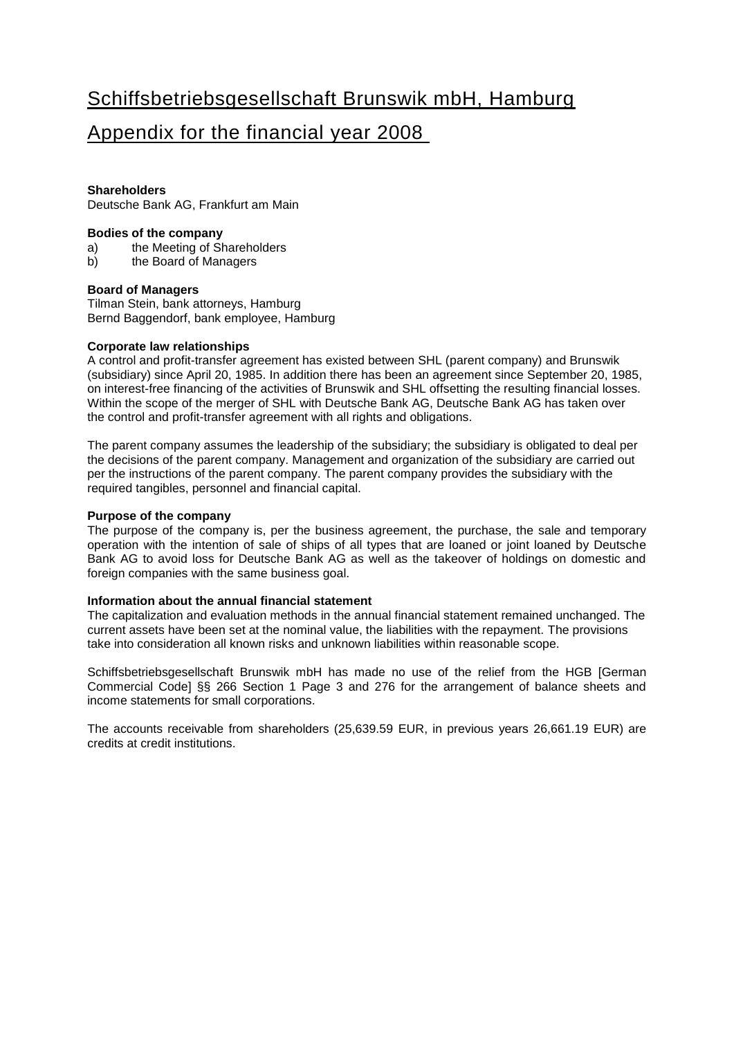# Schiffsbetriebsgesellschaft Brunswik mbH, Hamburg

# Appendix for the financial year 2008

**Shareholders**
Deutsche Bank AG, Frankfurt am Main

**Bodies of the company**
a) the Meeting of Shareholders
b) the Board of Managers

**Board of Managers**
Tilman Stein, bank attorneys, Hamburg
Bernd Baggendorf, bank employee, Hamburg

**Corporate law relationships**
A control and profit-transfer agreement has existed between SHL (parent company) and Brunswik (subsidiary) since April 20, 1985. In addition there has been an agreement since September 20, 1985, on interest-free financing of the activities of Brunswik and SHL offsetting the resulting financial losses. Within the scope of the merger of SHL with Deutsche Bank AG, Deutsche Bank AG has taken over the control and profit-transfer agreement with all rights and obligations.

The parent company assumes the leadership of the subsidiary; the subsidiary is obligated to deal per the decisions of the parent company. Management and organization of the subsidiary are carried out per the instructions of the parent company. The parent company provides the subsidiary with the required tangibles, personnel and financial capital.

**Purpose of the company**
The purpose of the company is, per the business agreement, the purchase, the sale and temporary operation with the intention of sale of ships of all types that are loaned or joint loaned by Deutsche Bank AG to avoid loss for Deutsche Bank AG as well as the takeover of holdings on domestic and foreign companies with the same business goal.

**Information about the annual financial statement**
The capitalization and evaluation methods in the annual financial statement remained unchanged. The current assets have been set at the nominal value, the liabilities with the repayment. The provisions take into consideration all known risks and unknown liabilities within reasonable scope.

Schiffsbetriebsgesellschaft Brunswik mbH has made no use of the relief from the HGB [German Commercial Code] §§ 266 Section 1 Page 3 and 276 for the arrangement of balance sheets and income statements for small corporations.

The accounts receivable from shareholders (25,639.59 EUR, in previous years 26,661.19 EUR) are credits at credit institutions.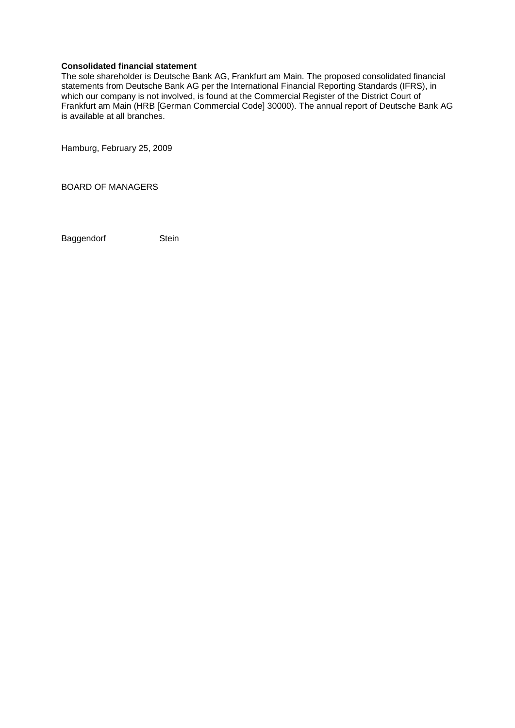**Consolidated financial statement**

The sole shareholder is Deutsche Bank AG, Frankfurt am Main. The proposed consolidated financial statements from Deutsche Bank AG per the International Financial Reporting Standards (IFRS), in which our company is not involved, is found at the Commercial Register of the District Court of Frankfurt am Main (HRB [German Commercial Code] 30000). The annual report of Deutsche Bank AG is available at all branches.

Hamburg, February 25, 2009

BOARD OF MANAGERS

Baggendorf Stein